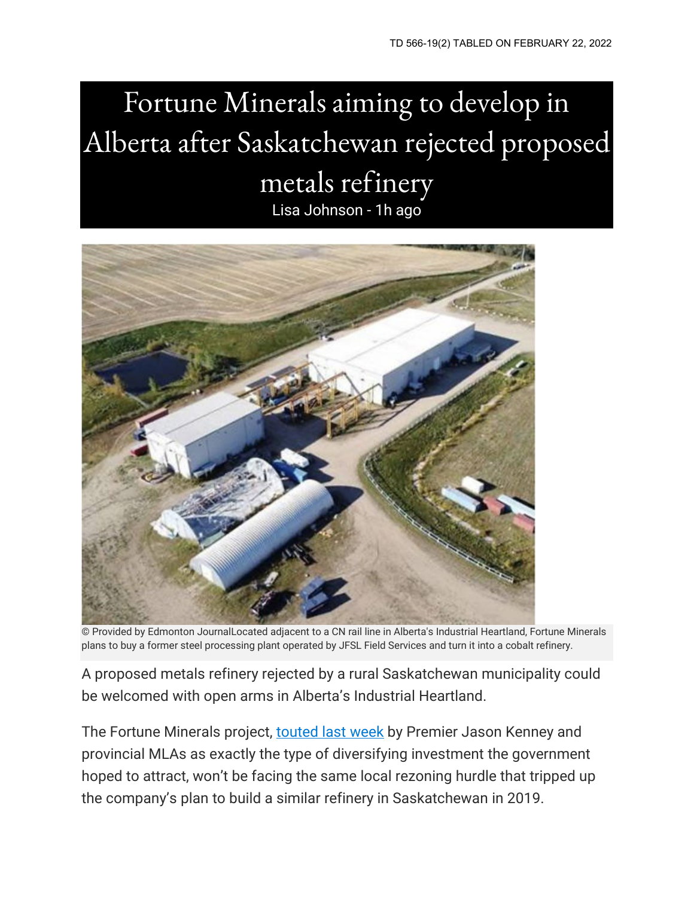TD 566-19(2) TABLED ON FEBRUARY 22, 2022

# Fortune Minerals aiming to develop in Alberta after Saskatchewan rejected proposed metals refinery

Lisa Johnson - 1h ago

© Provided by Edmonton JournalLocated adjacent to a CN rail line in Alberta's Industrial Heartland, Fortune Minerals plans to buy a former steel processing plant operated by JFSL Field Services and turn it into a cobalt refinery.

A proposed metals refinery rejected by a rural Saskatchewan municipality could be welcomed with open arms in Alberta's Industrial Heartland.

The Fortune Minerals project, touted last week by Premier Jason Kenney and provincial MLAs as exactly the type of diversifying investment the government hoped to attract, won't be facing the same local rezoning hurdle that tripped up the company's plan to build a similar refinery in Saskatchewan in 2019.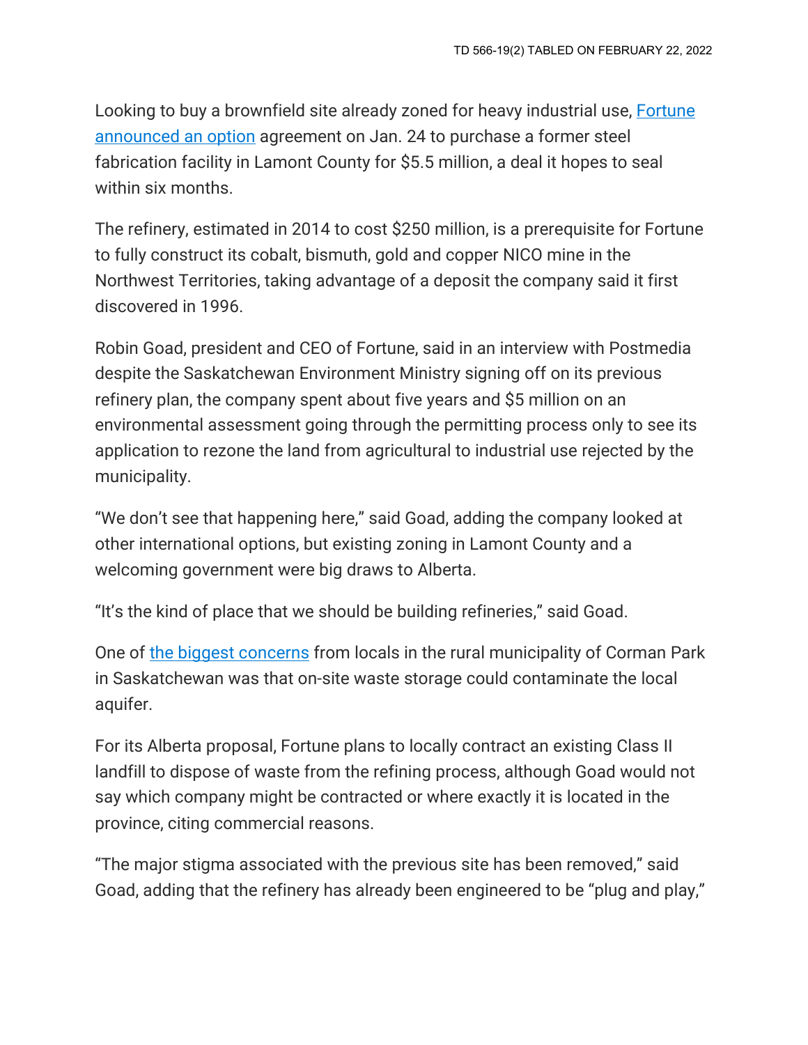Looking to buy a brownfield site already zoned for heavy industrial use, [Fortune announced an option](#) agreement on Jan. 24 to purchase a former steel fabrication facility in Lamont County for $5.5 million, a deal it hopes to seal within six months.

The refinery, estimated in 2014 to cost $250 million, is a prerequisite for Fortune to fully construct its cobalt, bismuth, gold and copper NICO mine in the Northwest Territories, taking advantage of a deposit the company said it first discovered in 1996.

Robin Goad, president and CEO of Fortune, said in an interview with Postmedia despite the Saskatchewan Environment Ministry signing off on its previous refinery plan, the company spent about five years and $5 million on an environmental assessment going through the permitting process only to see its application to rezone the land from agricultural to industrial use rejected by the municipality.

"We don't see that happening here," said Goad, adding the company looked at other international options, but existing zoning in Lamont County and a welcoming government were big draws to Alberta.

"It's the kind of place that we should be building refineries," said Goad.

One of [the biggest concerns](#) from locals in the rural municipality of Corman Park in Saskatchewan was that on-site waste storage could contaminate the local aquifer.

For its Alberta proposal, Fortune plans to locally contract an existing Class II landfill to dispose of waste from the refining process, although Goad would not say which company might be contracted or where exactly it is located in the province, citing commercial reasons.

"The major stigma associated with the previous site has been removed," said Goad, adding that the refinery has already been engineered to be "plug and play,"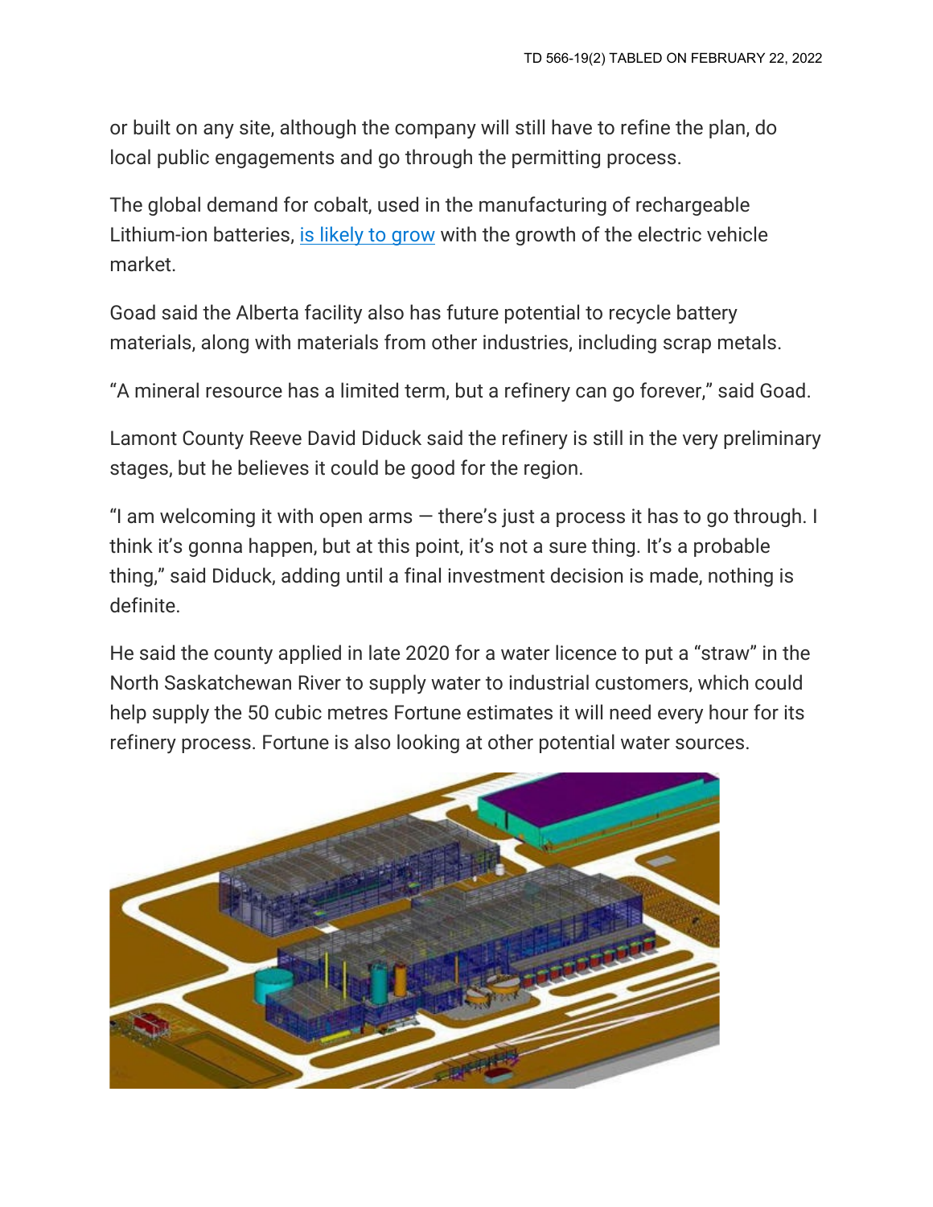or built on any site, although the company will still have to refine the plan, do local public engagements and go through the permitting process.

The global demand for cobalt, used in the manufacturing of rechargeable Lithium-ion batteries, is likely to grow with the growth of the electric vehicle market.

Goad said the Alberta facility also has future potential to recycle battery materials, along with materials from other industries, including scrap metals.

"A mineral resource has a limited term, but a refinery can go forever," said Goad.

Lamont County Reeve David Diduck said the refinery is still in the very preliminary stages, but he believes it could be good for the region.

"I am welcoming it with open arms — there's just a process it has to go through. I think it's gonna happen, but at this point, it's not a sure thing. It's a probable thing," said Diduck, adding until a final investment decision is made, nothing is definite.

He said the county applied in late 2020 for a water licence to put a "straw" in the North Saskatchewan River to supply water to industrial customers, which could help supply the 50 cubic metres Fortune estimates it will need every hour for its refinery process. Fortune is also looking at other potential water sources.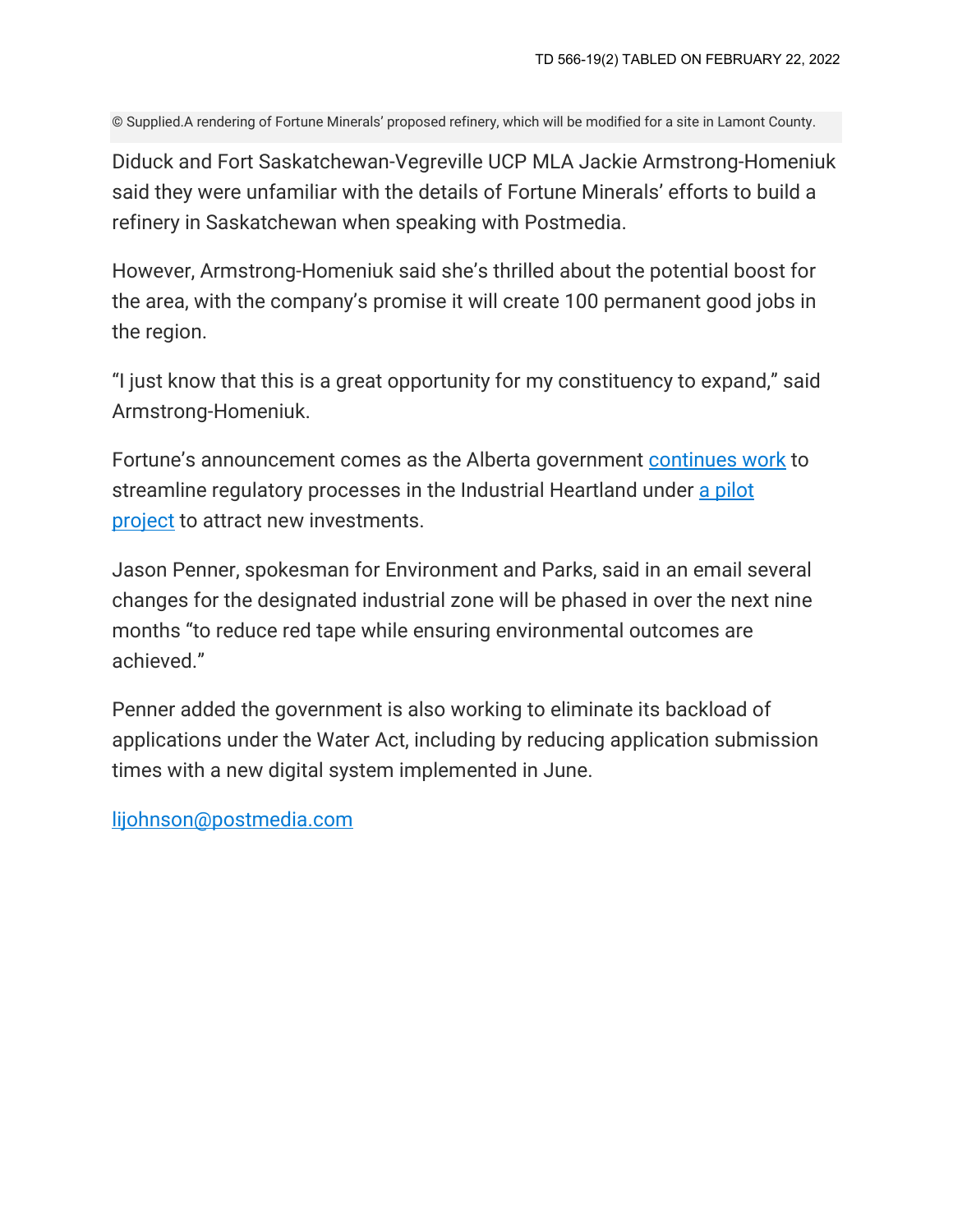© Supplied.A rendering of Fortune Minerals' proposed refinery, which will be modified for a site in Lamont County.

Diduck and Fort Saskatchewan-Vegreville UCP MLA Jackie Armstrong-Homeniuk said they were unfamiliar with the details of Fortune Minerals' efforts to build a refinery in Saskatchewan when speaking with Postmedia.

However, Armstrong-Homeniuk said she's thrilled about the potential boost for the area, with the company's promise it will create 100 permanent good jobs in the region.

"I just know that this is a great opportunity for my constituency to expand," said Armstrong-Homeniuk.

Fortune's announcement comes as the Alberta government continues work to streamline regulatory processes in the Industrial Heartland under a pilot project to attract new investments.

Jason Penner, spokesman for Environment and Parks, said in an email several changes for the designated industrial zone will be phased in over the next nine months "to reduce red tape while ensuring environmental outcomes are achieved."

Penner added the government is also working to eliminate its backload of applications under the Water Act, including by reducing application submission times with a new digital system implemented in June.

lijohnson@postmedia.com